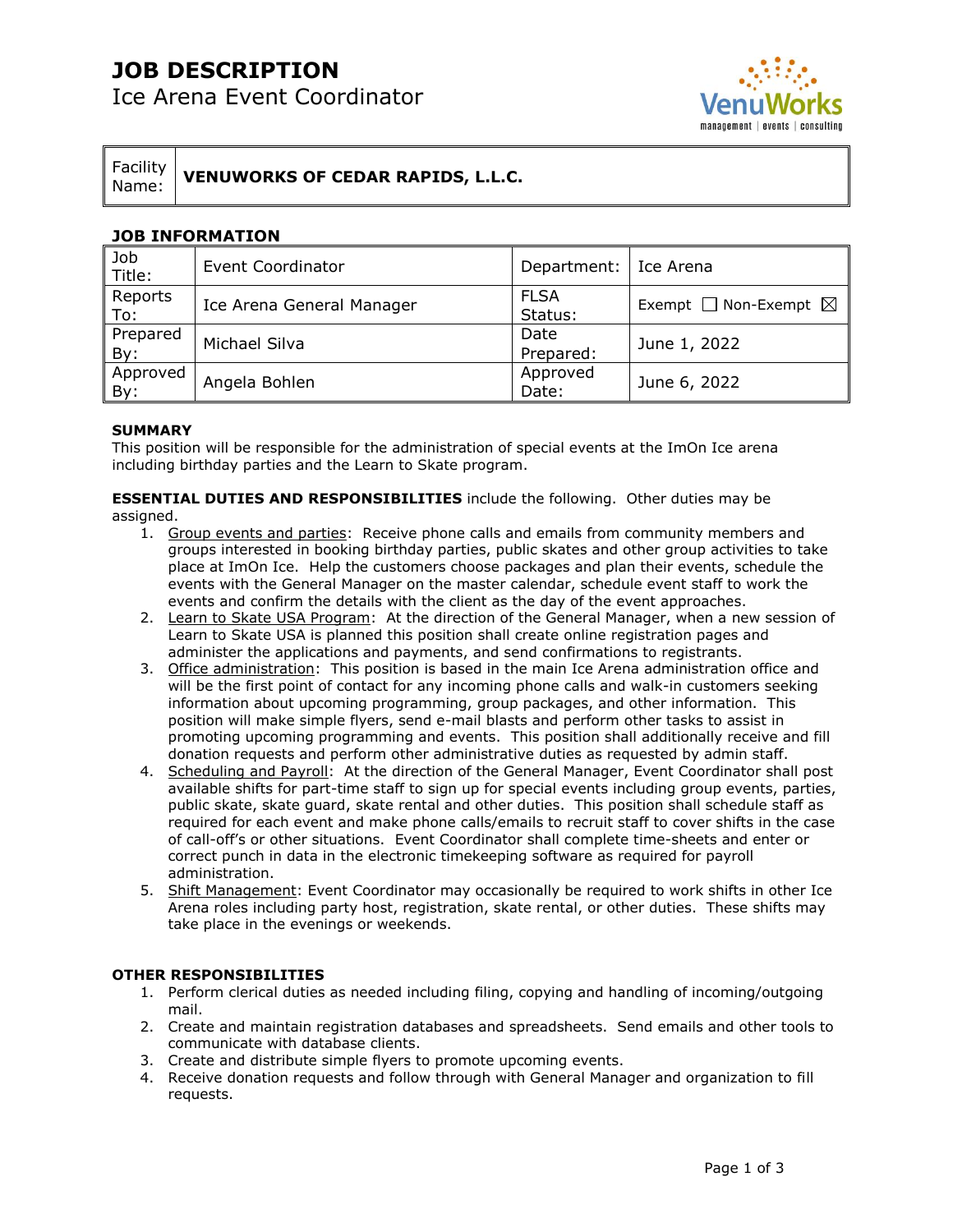# JOB DESCRIPTION

## Ice Arena Event Coordinator

| Facility Name: | VENUWORKS OF CEDAR RAPIDS, L.L.C. |
|---|---|

### JOB INFORMATION

| Job Title: | Event Coordinator | Department: | Ice Arena |
|---|---|---|---|
| Reports To: | Ice Arena General Manager | FLSA Status: | Exempt ☐ Non-Exempt ☒ |
| Prepared By: | Michael Silva | Date Prepared: | June 1, 2022 |
| Approved By: | Angela Bohlen | Approved Date: | June 6, 2022 |

**SUMMARY**

This position will be responsible for the administration of special events at the ImOn Ice arena including birthday parties and the Learn to Skate program.

**ESSENTIAL DUTIES AND RESPONSIBILITIES** include the following. Other duties may be assigned.

1. Group events and parties: Receive phone calls and emails from community members and groups interested in booking birthday parties, public skates and other group activities to take place at ImOn Ice. Help the customers choose packages and plan their events, schedule the events with the General Manager on the master calendar, schedule event staff to work the events and confirm the details with the client as the day of the event approaches.
2. Learn to Skate USA Program: At the direction of the General Manager, when a new session of Learn to Skate USA is planned this position shall create online registration pages and administer the applications and payments, and send confirmations to registrants.
3. Office administration: This position is based in the main Ice Arena administration office and will be the first point of contact for any incoming phone calls and walk-in customers seeking information about upcoming programming, group packages, and other information. This position will make simple flyers, send e-mail blasts and perform other tasks to assist in promoting upcoming programming and events. This position shall additionally receive and fill donation requests and perform other administrative duties as requested by admin staff.
4. Scheduling and Payroll: At the direction of the General Manager, Event Coordinator shall post available shifts for part-time staff to sign up for special events including group events, parties, public skate, skate guard, skate rental and other duties. This position shall schedule staff as required for each event and make phone calls/emails to recruit staff to cover shifts in the case of call-off's or other situations. Event Coordinator shall complete time-sheets and enter or correct punch in data in the electronic timekeeping software as required for payroll administration.
5. Shift Management: Event Coordinator may occasionally be required to work shifts in other Ice Arena roles including party host, registration, skate rental, or other duties. These shifts may take place in the evenings or weekends.

**OTHER RESPONSIBILITIES**

1. Perform clerical duties as needed including filing, copying and handling of incoming/outgoing mail.
2. Create and maintain registration databases and spreadsheets. Send emails and other tools to communicate with database clients.
3. Create and distribute simple flyers to promote upcoming events.
4. Receive donation requests and follow through with General Manager and organization to fill requests.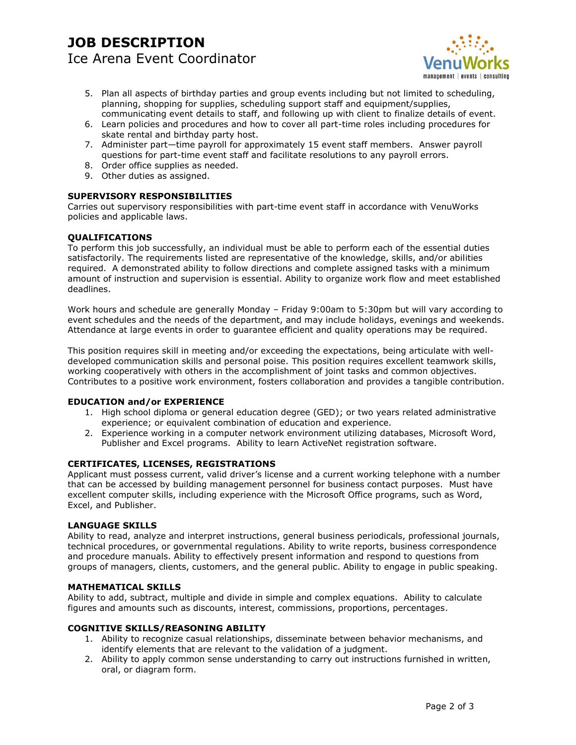# JOB DESCRIPTION

## Ice Arena Event Coordinator

5. Plan all aspects of birthday parties and group events including but not limited to scheduling, planning, shopping for supplies, scheduling support staff and equipment/supplies, communicating event details to staff, and following up with client to finalize details of event.
6. Learn policies and procedures and how to cover all part-time roles including procedures for skate rental and birthday party host.
7. Administer part—time payroll for approximately 15 event staff members. Answer payroll questions for part-time event staff and facilitate resolutions to any payroll errors.
8. Order office supplies as needed.
9. Other duties as assigned.

**SUPERVISORY RESPONSIBILITIES**

Carries out supervisory responsibilities with part-time event staff in accordance with VenuWorks policies and applicable laws.

**QUALIFICATIONS**

To perform this job successfully, an individual must be able to perform each of the essential duties satisfactorily. The requirements listed are representative of the knowledge, skills, and/or abilities required. A demonstrated ability to follow directions and complete assigned tasks with a minimum amount of instruction and supervision is essential. Ability to organize work flow and meet established deadlines.

Work hours and schedule are generally Monday – Friday 9:00am to 5:30pm but will vary according to event schedules and the needs of the department, and may include holidays, evenings and weekends. Attendance at large events in order to guarantee efficient and quality operations may be required.

This position requires skill in meeting and/or exceeding the expectations, being articulate with well-developed communication skills and personal poise. This position requires excellent teamwork skills, working cooperatively with others in the accomplishment of joint tasks and common objectives. Contributes to a positive work environment, fosters collaboration and provides a tangible contribution.

**EDUCATION and/or EXPERIENCE**

1. High school diploma or general education degree (GED); or two years related administrative experience; or equivalent combination of education and experience.
2. Experience working in a computer network environment utilizing databases, Microsoft Word, Publisher and Excel programs. Ability to learn ActiveNet registration software.

**CERTIFICATES, LICENSES, REGISTRATIONS**

Applicant must possess current, valid driver's license and a current working telephone with a number that can be accessed by building management personnel for business contact purposes. Must have excellent computer skills, including experience with the Microsoft Office programs, such as Word, Excel, and Publisher.

**LANGUAGE SKILLS**

Ability to read, analyze and interpret instructions, general business periodicals, professional journals, technical procedures, or governmental regulations. Ability to write reports, business correspondence and procedure manuals. Ability to effectively present information and respond to questions from groups of managers, clients, customers, and the general public. Ability to engage in public speaking.

**MATHEMATICAL SKILLS**

Ability to add, subtract, multiple and divide in simple and complex equations. Ability to calculate figures and amounts such as discounts, interest, commissions, proportions, percentages.

**COGNITIVE SKILLS/REASONING ABILITY**

1. Ability to recognize casual relationships, disseminate between behavior mechanisms, and identify elements that are relevant to the validation of a judgment.
2. Ability to apply common sense understanding to carry out instructions furnished in written, oral, or diagram form.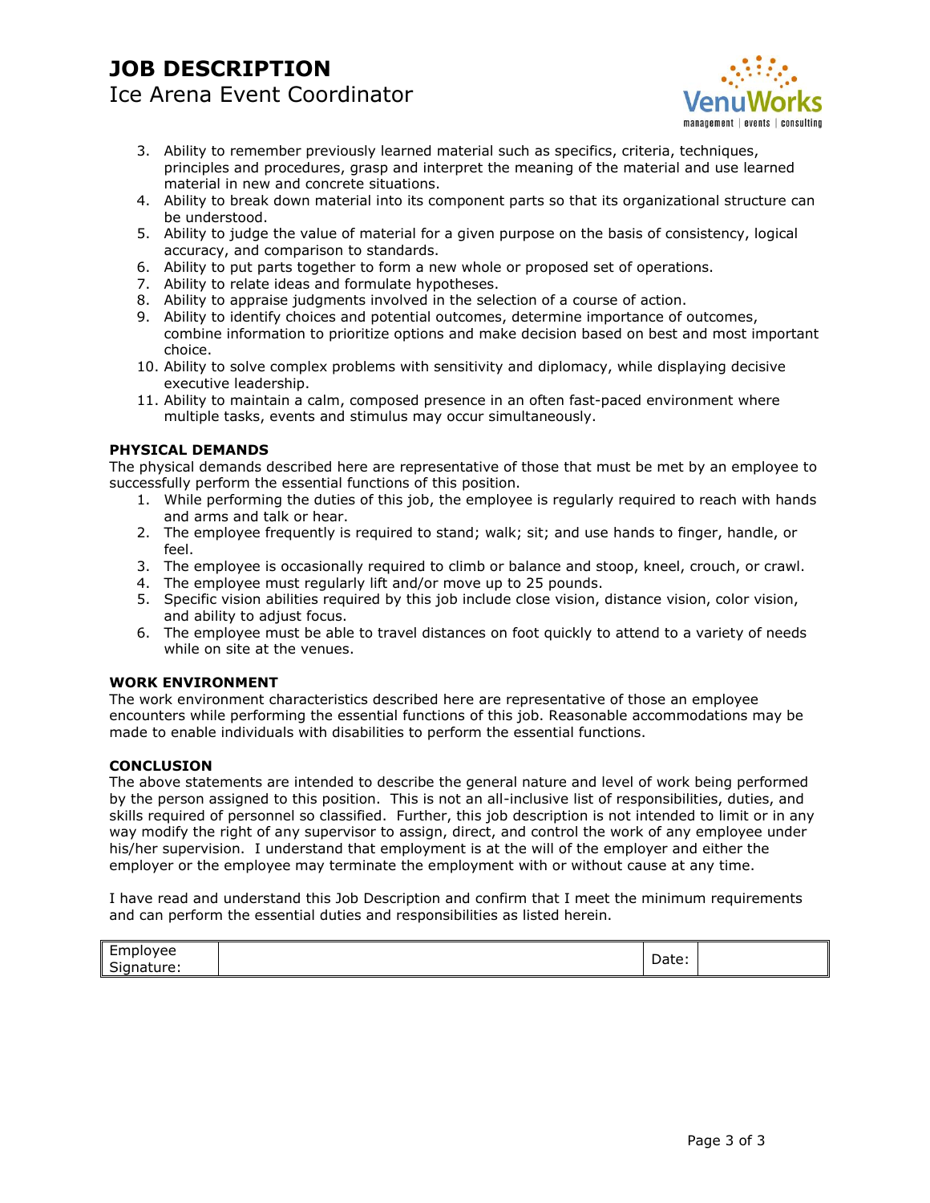3. Ability to remember previously learned material such as specifics, criteria, techniques, principles and procedures, grasp and interpret the meaning of the material and use learned material in new and concrete situations.
4. Ability to break down material into its component parts so that its organizational structure can be understood.
5. Ability to judge the value of material for a given purpose on the basis of consistency, logical accuracy, and comparison to standards.
6. Ability to put parts together to form a new whole or proposed set of operations.
7. Ability to relate ideas and formulate hypotheses.
8. Ability to appraise judgments involved in the selection of a course of action.
9. Ability to identify choices and potential outcomes, determine importance of outcomes, combine information to prioritize options and make decision based on best and most important choice.
10. Ability to solve complex problems with sensitivity and diplomacy, while displaying decisive executive leadership.
11. Ability to maintain a calm, composed presence in an often fast-paced environment where multiple tasks, events and stimulus may occur simultaneously.

**PHYSICAL DEMANDS**

The physical demands described here are representative of those that must be met by an employee to successfully perform the essential functions of this position.

1. While performing the duties of this job, the employee is regularly required to reach with hands and arms and talk or hear.
2. The employee frequently is required to stand; walk; sit; and use hands to finger, handle, or feel.
3. The employee is occasionally required to climb or balance and stoop, kneel, crouch, or crawl.
4. The employee must regularly lift and/or move up to 25 pounds.
5. Specific vision abilities required by this job include close vision, distance vision, color vision, and ability to adjust focus.
6. The employee must be able to travel distances on foot quickly to attend to a variety of needs while on site at the venues.

**WORK ENVIRONMENT**

The work environment characteristics described here are representative of those an employee encounters while performing the essential functions of this job. Reasonable accommodations may be made to enable individuals with disabilities to perform the essential functions.

**CONCLUSION**

The above statements are intended to describe the general nature and level of work being performed by the person assigned to this position. This is not an all-inclusive list of responsibilities, duties, and skills required of personnel so classified. Further, this job description is not intended to limit or in any way modify the right of any supervisor to assign, direct, and control the work of any employee under his/her supervision. I understand that employment is at the will of the employer and either the employer or the employee may terminate the employment with or without cause at any time.

I have read and understand this Job Description and confirm that I meet the minimum requirements and can perform the essential duties and responsibilities as listed herein.

| | | | |
|---|---|---|---|
| Employee Signature: | | Date: | |